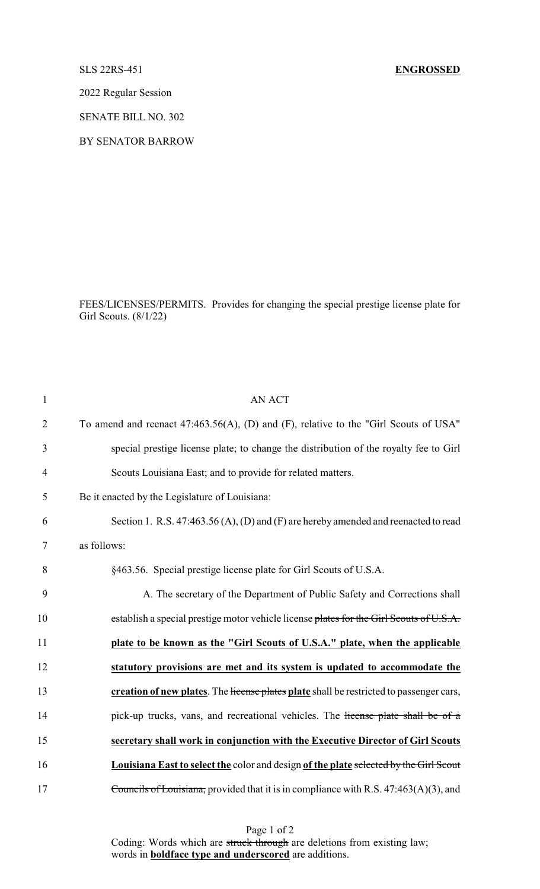SLS 22RS-451 **ENGROSSED**

2022 Regular Session

SENATE BILL NO. 302

BY SENATOR BARROW

FEES/LICENSES/PERMITS. Provides for changing the special prestige license plate for Girl Scouts. (8/1/22)

AN ACT

To amend and reenact 47:463.56(A), (D) and (F), relative to the "Girl Scouts of USA" special prestige license plate; to change the distribution of the royalty fee to Girl Scouts Louisiana East; and to provide for related matters.

Be it enacted by the Legislature of Louisiana:

Section 1. R.S. 47:463.56 (A), (D) and (F) are hereby amended and reenacted to read as follows:

§463.56. Special prestige license plate for Girl Scouts of U.S.A.

A. The secretary of the Department of Public Safety and Corrections shall establish a special prestige motor vehicle license ~~plates for the Girl Scouts of U.S.A.~~ **plate to be known as the "Girl Scouts of U.S.A." plate, when the applicable statutory provisions are met and its system is updated to accommodate the creation of new plates**. The ~~license plates~~ **plate** shall be restricted to passenger cars, pick-up trucks, vans, and recreational vehicles. The ~~license plate shall be of a~~ **secretary shall work in conjunction with the Executive Director of Girl Scouts Louisiana East to select the** color and design **of the plate** ~~selected by the Girl Scout Councils of Louisiana,~~ provided that it is in compliance with R.S. 47:463(A)(3), and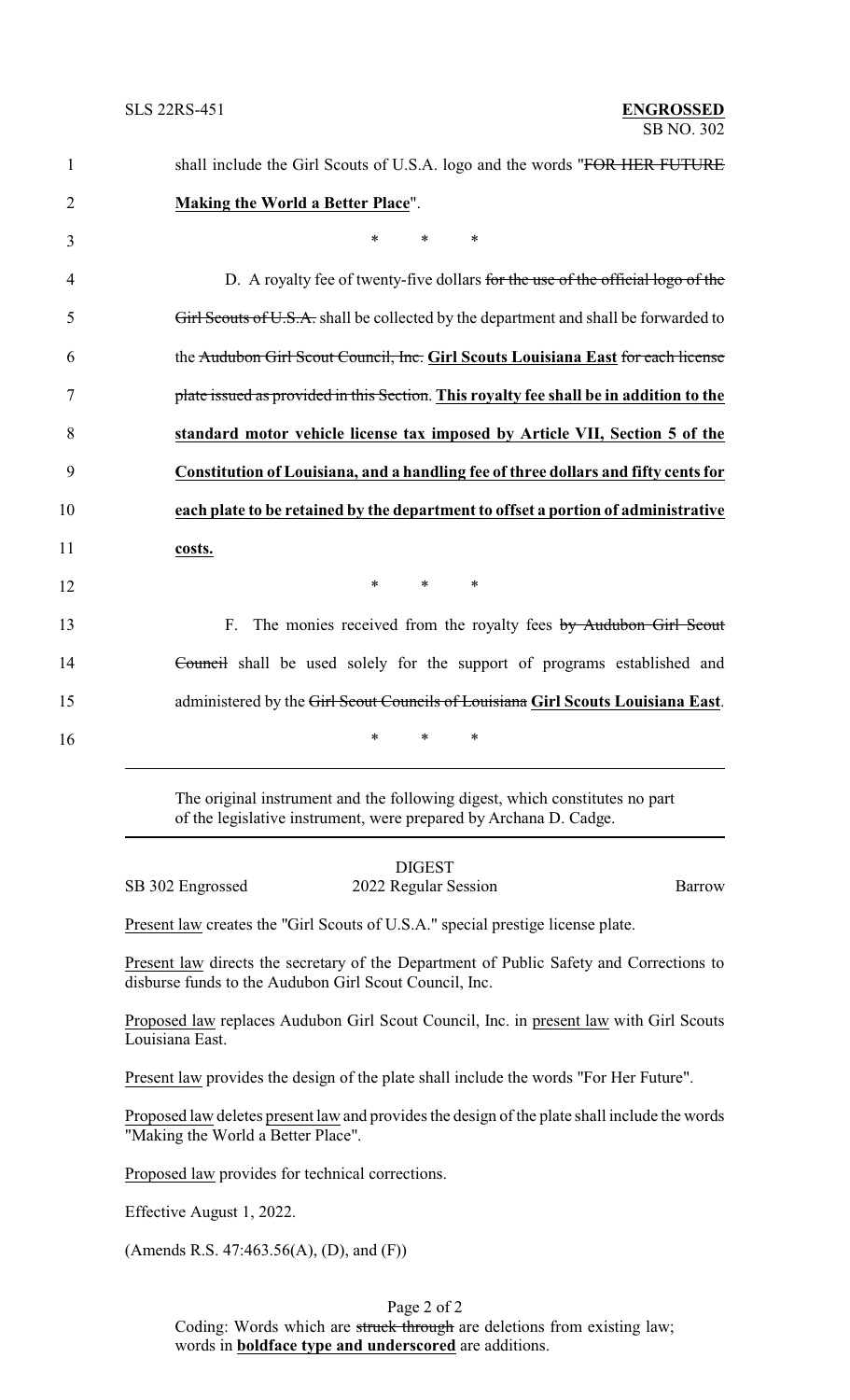shall include the Girl Scouts of U.S.A. logo and the words "~~FOR HER FUTURE~~ **<u>Making the World a Better Place</u>**".

\* \* \*

D. A royalty fee of twenty-five dollars ~~for the use of the official logo of the Girl Scouts of U.S.A.~~ shall be collected by the department and shall be forwarded to the ~~Audubon Girl Scout Council, Inc.~~ **<u>Girl Scouts Louisiana East</u>** ~~for each license plate issued as provided in this Section~~. **<u>This royalty fee shall be in addition to the standard motor vehicle license tax imposed by Article VII, Section 5 of the Constitution of Louisiana, and a handling fee of three dollars and fifty cents for each plate to be retained by the department to offset a portion of administrative costs.</u>**

\* \* \*

F. The monies received from the royalty fees ~~by Audubon Girl Scout Council~~ shall be used solely for the support of programs established and administered by the ~~Girl Scout Councils of Louisiana~~ **<u>Girl Scouts Louisiana East</u>**.

\* \* \*

---

The original instrument and the following digest, which constitutes no part of the legislative instrument, were prepared by Archana D. Cadge.

---

DIGEST

SB 302 Engrossed — 2022 Regular Session — Barrow

<u>Present law</u> creates the "Girl Scouts of U.S.A." special prestige license plate.

<u>Present law</u> directs the secretary of the Department of Public Safety and Corrections to disburse funds to the Audubon Girl Scout Council, Inc.

<u>Proposed law</u> replaces Audubon Girl Scout Council, Inc. in <u>present law</u> with Girl Scouts Louisiana East.

<u>Present law</u> provides the design of the plate shall include the words "For Her Future".

<u>Proposed law</u> deletes <u>present law</u> and provides the design of the plate shall include the words "Making the World a Better Place".

<u>Proposed law</u> provides for technical corrections.

Effective August 1, 2022.

(Amends R.S. 47:463.56(A), (D), and (F))

Coding: Words which are ~~struck through~~ are deletions from existing law; words in **<u>boldface type and underscored</u>** are additions.